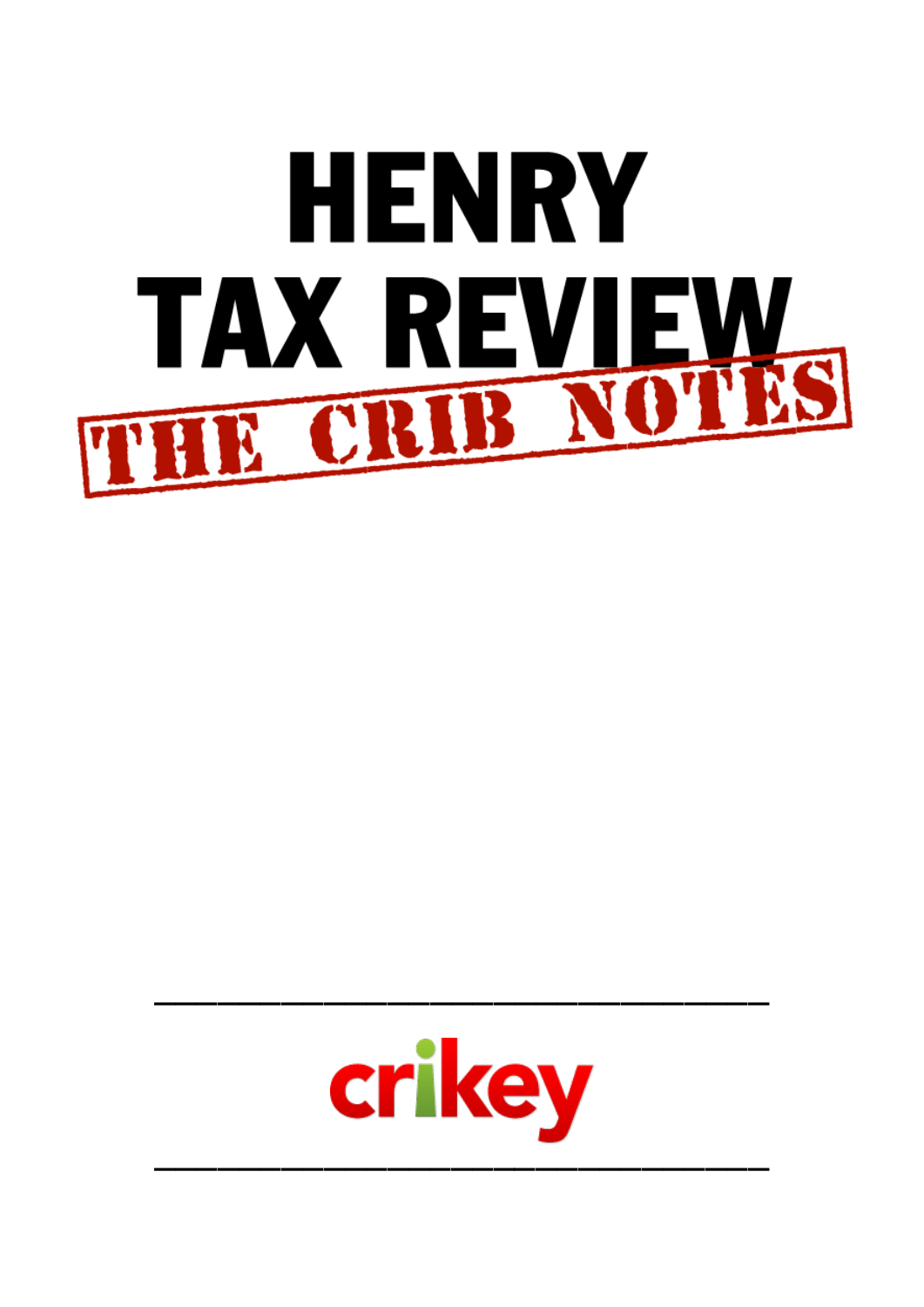# HENRY TAX REVIEW

## THE CRIB NOTES

---

crikey

---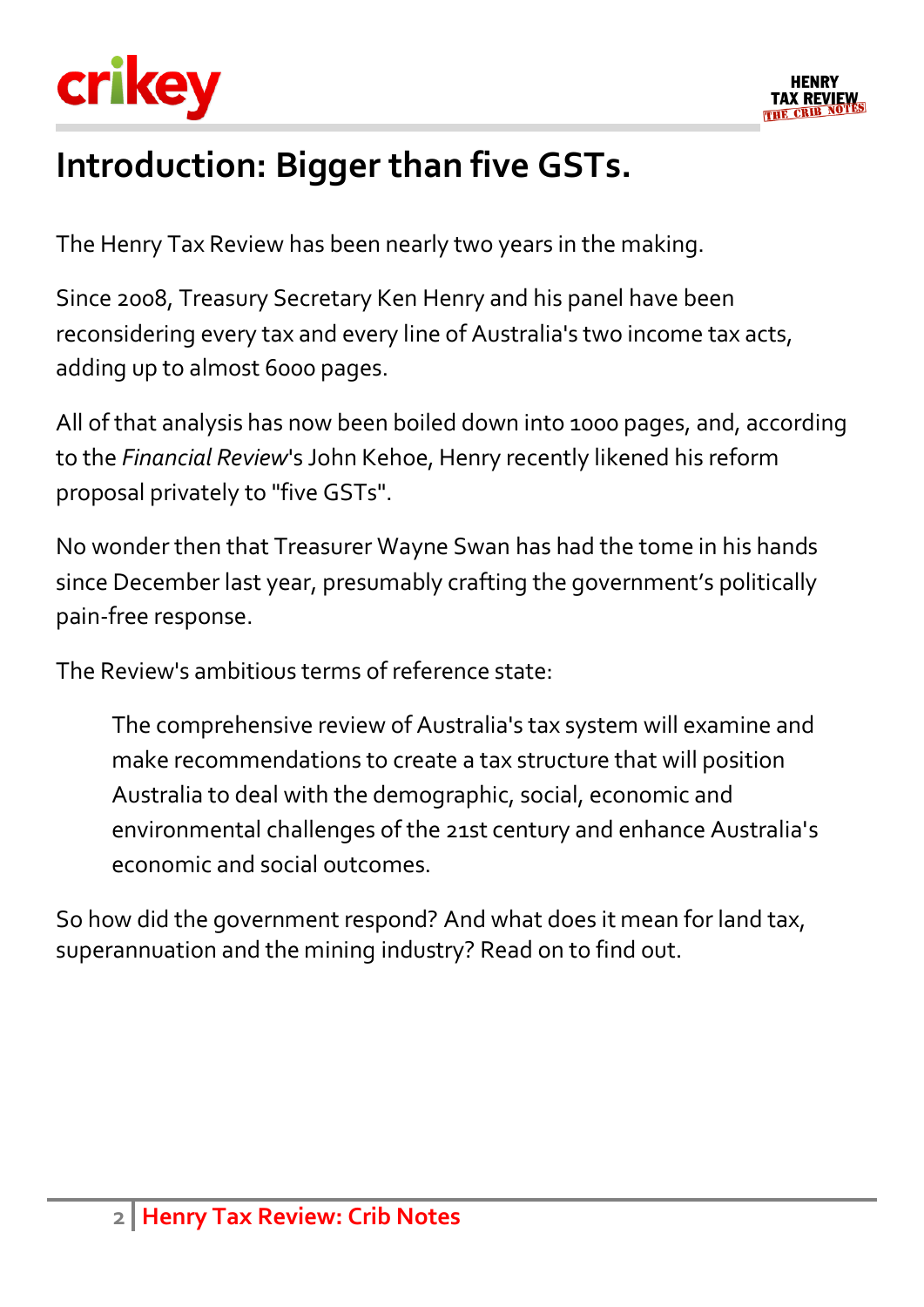# Introduction: Bigger than five GSTs.

The Henry Tax Review has been nearly two years in the making.

Since 2008, Treasury Secretary Ken Henry and his panel have been reconsidering every tax and every line of Australia's two income tax acts, adding up to almost 6000 pages.

All of that analysis has now been boiled down into 1000 pages, and, according to the *Financial Review*'s John Kehoe, Henry recently likened his reform proposal privately to "five GSTs".

No wonder then that Treasurer Wayne Swan has had the tome in his hands since December last year, presumably crafting the government's politically pain-free response.

The Review's ambitious terms of reference state:

> The comprehensive review of Australia's tax system will examine and make recommendations to create a tax structure that will position Australia to deal with the demographic, social, economic and environmental challenges of the 21st century and enhance Australia's economic and social outcomes.

So how did the government respond? And what does it mean for land tax, superannuation and the mining industry? Read on to find out.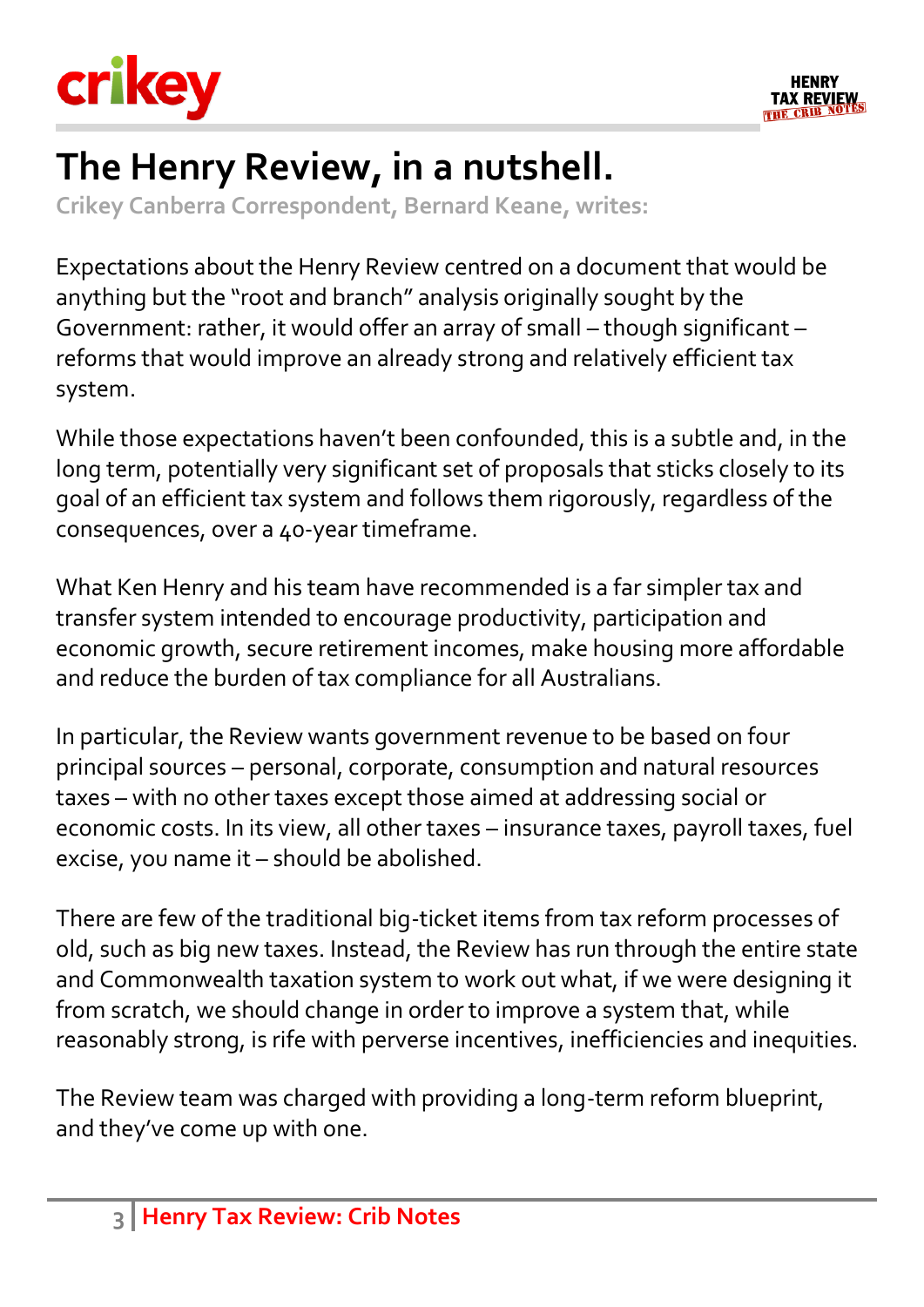# The Henry Review, in a nutshell.

**Crikey Canberra Correspondent, Bernard Keane, writes:**

Expectations about the Henry Review centred on a document that would be anything but the "root and branch" analysis originally sought by the Government: rather, it would offer an array of small – though significant – reforms that would improve an already strong and relatively efficient tax system.

While those expectations haven't been confounded, this is a subtle and, in the long term, potentially very significant set of proposals that sticks closely to its goal of an efficient tax system and follows them rigorously, regardless of the consequences, over a 40-year timeframe.

What Ken Henry and his team have recommended is a far simpler tax and transfer system intended to encourage productivity, participation and economic growth, secure retirement incomes, make housing more affordable and reduce the burden of tax compliance for all Australians.

In particular, the Review wants government revenue to be based on four principal sources – personal, corporate, consumption and natural resources taxes – with no other taxes except those aimed at addressing social or economic costs. In its view, all other taxes – insurance taxes, payroll taxes, fuel excise, you name it – should be abolished.

There are few of the traditional big-ticket items from tax reform processes of old, such as big new taxes. Instead, the Review has run through the entire state and Commonwealth taxation system to work out what, if we were designing it from scratch, we should change in order to improve a system that, while reasonably strong, is rife with perverse incentives, inefficiencies and inequities.

The Review team was charged with providing a long-term reform blueprint, and they've come up with one.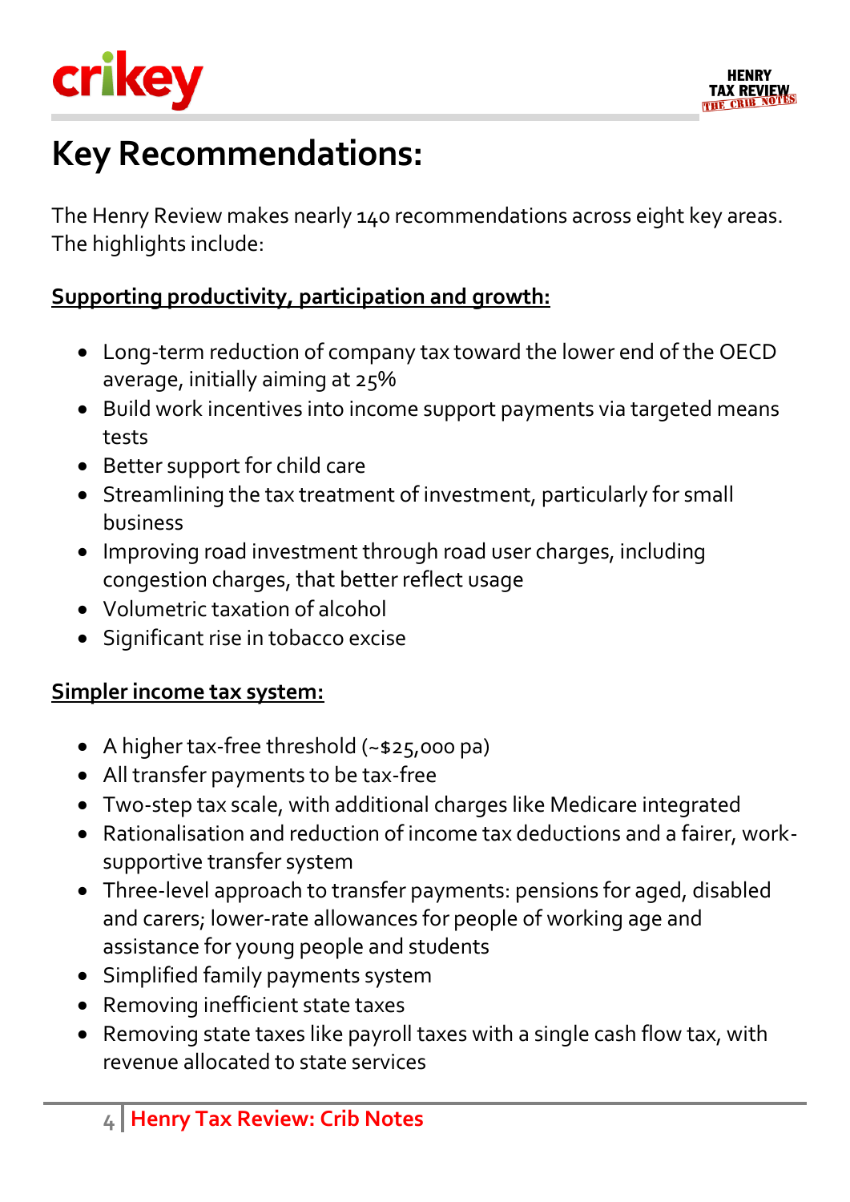# Key Recommendations:

The Henry Review makes nearly 140 recommendations across eight key areas. The highlights include:

**Supporting productivity, participation and growth:**

- Long-term reduction of company tax toward the lower end of the OECD average, initially aiming at 25%
- Build work incentives into income support payments via targeted means tests
- Better support for child care
- Streamlining the tax treatment of investment, particularly for small business
- Improving road investment through road user charges, including congestion charges, that better reflect usage
- Volumetric taxation of alcohol
- Significant rise in tobacco excise

**Simpler income tax system:**

- A higher tax-free threshold (~$25,000 pa)
- All transfer payments to be tax-free
- Two-step tax scale, with additional charges like Medicare integrated
- Rationalisation and reduction of income tax deductions and a fairer, work-supportive transfer system
- Three-level approach to transfer payments: pensions for aged, disabled and carers; lower-rate allowances for people of working age and assistance for young people and students
- Simplified family payments system
- Removing inefficient state taxes
- Removing state taxes like payroll taxes with a single cash flow tax, with revenue allocated to state services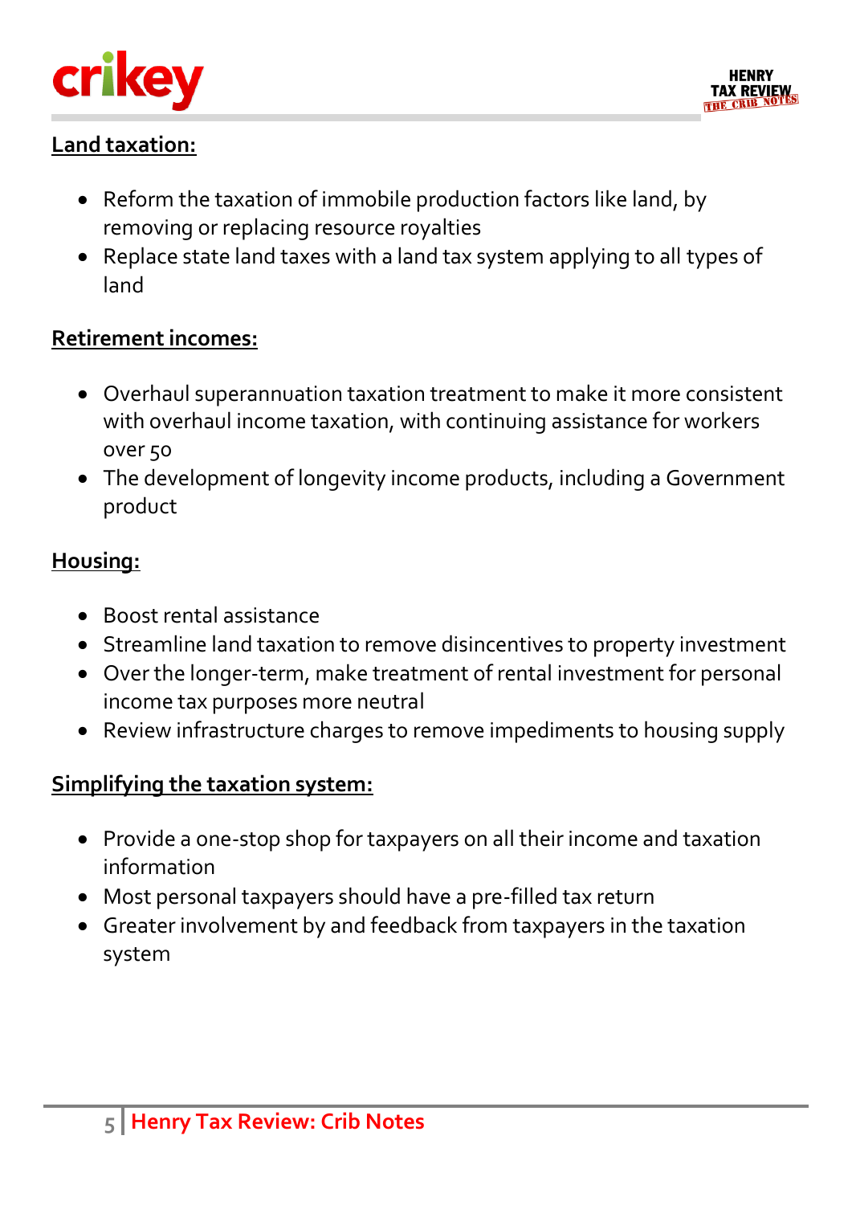**Land taxation:**

- Reform the taxation of immobile production factors like land, by removing or replacing resource royalties
- Replace state land taxes with a land tax system applying to all types of land

**Retirement incomes:**

- Overhaul superannuation taxation treatment to make it more consistent with overhaul income taxation, with continuing assistance for workers over 50
- The development of longevity income products, including a Government product

**Housing:**

- Boost rental assistance
- Streamline land taxation to remove disincentives to property investment
- Over the longer-term, make treatment of rental investment for personal income tax purposes more neutral
- Review infrastructure charges to remove impediments to housing supply

**Simplifying the taxation system:**

- Provide a one-stop shop for taxpayers on all their income and taxation information
- Most personal taxpayers should have a pre-filled tax return
- Greater involvement by and feedback from taxpayers in the taxation system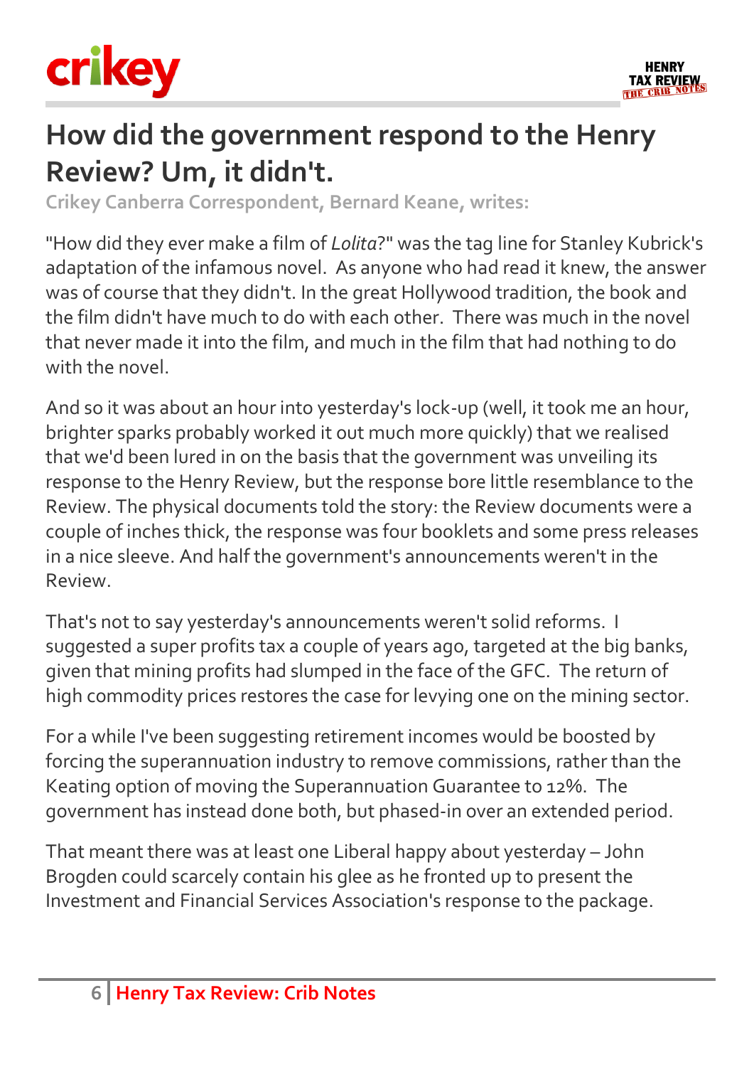# How did the government respond to the Henry Review? Um, it didn't.

**Crikey Canberra Correspondent, Bernard Keane, writes:**

"How did they ever make a film of *Lolita*?" was the tag line for Stanley Kubrick's adaptation of the infamous novel. As anyone who had read it knew, the answer was of course that they didn't. In the great Hollywood tradition, the book and the film didn't have much to do with each other. There was much in the novel that never made it into the film, and much in the film that had nothing to do with the novel.

And so it was about an hour into yesterday's lock-up (well, it took me an hour, brighter sparks probably worked it out much more quickly) that we realised that we'd been lured in on the basis that the government was unveiling its response to the Henry Review, but the response bore little resemblance to the Review. The physical documents told the story: the Review documents were a couple of inches thick, the response was four booklets and some press releases in a nice sleeve. And half the government's announcements weren't in the Review.

That's not to say yesterday's announcements weren't solid reforms. I suggested a super profits tax a couple of years ago, targeted at the big banks, given that mining profits had slumped in the face of the GFC. The return of high commodity prices restores the case for levying one on the mining sector.

For a while I've been suggesting retirement incomes would be boosted by forcing the superannuation industry to remove commissions, rather than the Keating option of moving the Superannuation Guarantee to 12%. The government has instead done both, but phased-in over an extended period.

That meant there was at least one Liberal happy about yesterday – John Brogden could scarcely contain his glee as he fronted up to present the Investment and Financial Services Association's response to the package.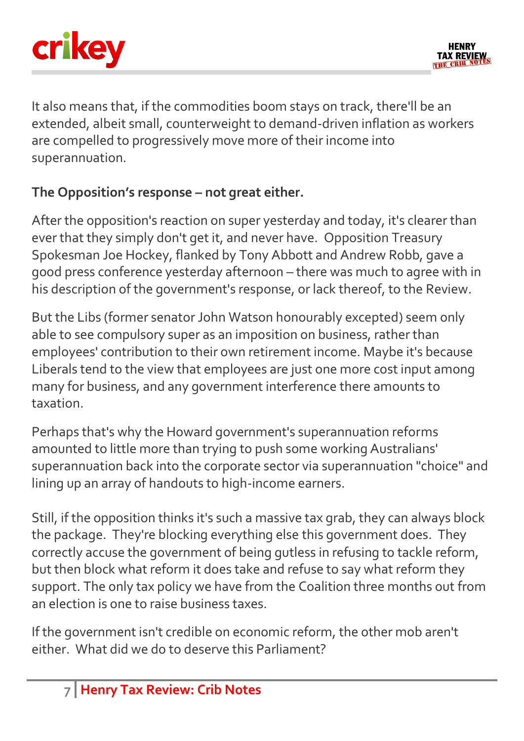It also means that, if the commodities boom stays on track, there'll be an extended, albeit small, counterweight to demand-driven inflation as workers are compelled to progressively move more of their income into superannuation.

**The Opposition's response – not great either.**

After the opposition's reaction on super yesterday and today, it's clearer than ever that they simply don't get it, and never have. Opposition Treasury Spokesman Joe Hockey, flanked by Tony Abbott and Andrew Robb, gave a good press conference yesterday afternoon – there was much to agree with in his description of the government's response, or lack thereof, to the Review.

But the Libs (former senator John Watson honourably excepted) seem only able to see compulsory super as an imposition on business, rather than employees' contribution to their own retirement income. Maybe it's because Liberals tend to the view that employees are just one more cost input among many for business, and any government interference there amounts to taxation.

Perhaps that's why the Howard government's superannuation reforms amounted to little more than trying to push some working Australians' superannuation back into the corporate sector via superannuation "choice" and lining up an array of handouts to high-income earners.

Still, if the opposition thinks it's such a massive tax grab, they can always block the package. They're blocking everything else this government does. They correctly accuse the government of being gutless in refusing to tackle reform, but then block what reform it does take and refuse to say what reform they support. The only tax policy we have from the Coalition three months out from an election is one to raise business taxes.

If the government isn't credible on economic reform, the other mob aren't either. What did we do to deserve this Parliament?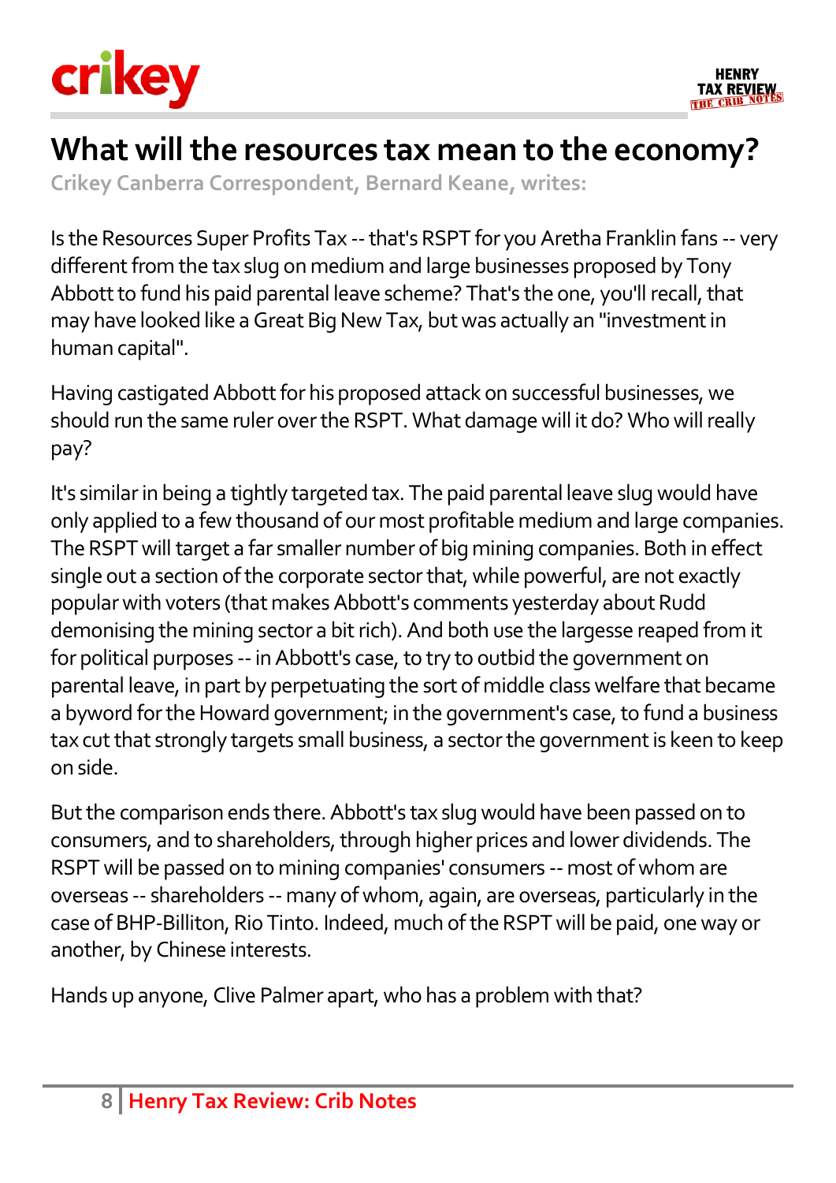# What will the resources tax mean to the economy?

**Crikey Canberra Correspondent, Bernard Keane, writes:**

Is the Resources Super Profits Tax -- that's RSPT for you Aretha Franklin fans -- very different from the tax slug on medium and large businesses proposed by Tony Abbott to fund his paid parental leave scheme? That's the one, you'll recall, that may have looked like a Great Big New Tax, but was actually an "investment in human capital".

Having castigated Abbott for his proposed attack on successful businesses, we should run the same ruler over the RSPT. What damage will it do? Who will really pay?

It's similar in being a tightly targeted tax. The paid parental leave slug would have only applied to a few thousand of our most profitable medium and large companies. The RSPT will target a far smaller number of big mining companies. Both in effect single out a section of the corporate sector that, while powerful, are not exactly popular with voters (that makes Abbott's comments yesterday about Rudd demonising the mining sector a bit rich). And both use the largesse reaped from it for political purposes -- in Abbott's case, to try to outbid the government on parental leave, in part by perpetuating the sort of middle class welfare that became a byword for the Howard government; in the government's case, to fund a business tax cut that strongly targets small business, a sector the government is keen to keep on side.

But the comparison ends there. Abbott's tax slug would have been passed on to consumers, and to shareholders, through higher prices and lower dividends. The RSPT will be passed on to mining companies' consumers -- most of whom are overseas -- shareholders -- many of whom, again, are overseas, particularly in the case of BHP-Billiton, Rio Tinto. Indeed, much of the RSPT will be paid, one way or another, by Chinese interests.

Hands up anyone, Clive Palmer apart, who has a problem with that?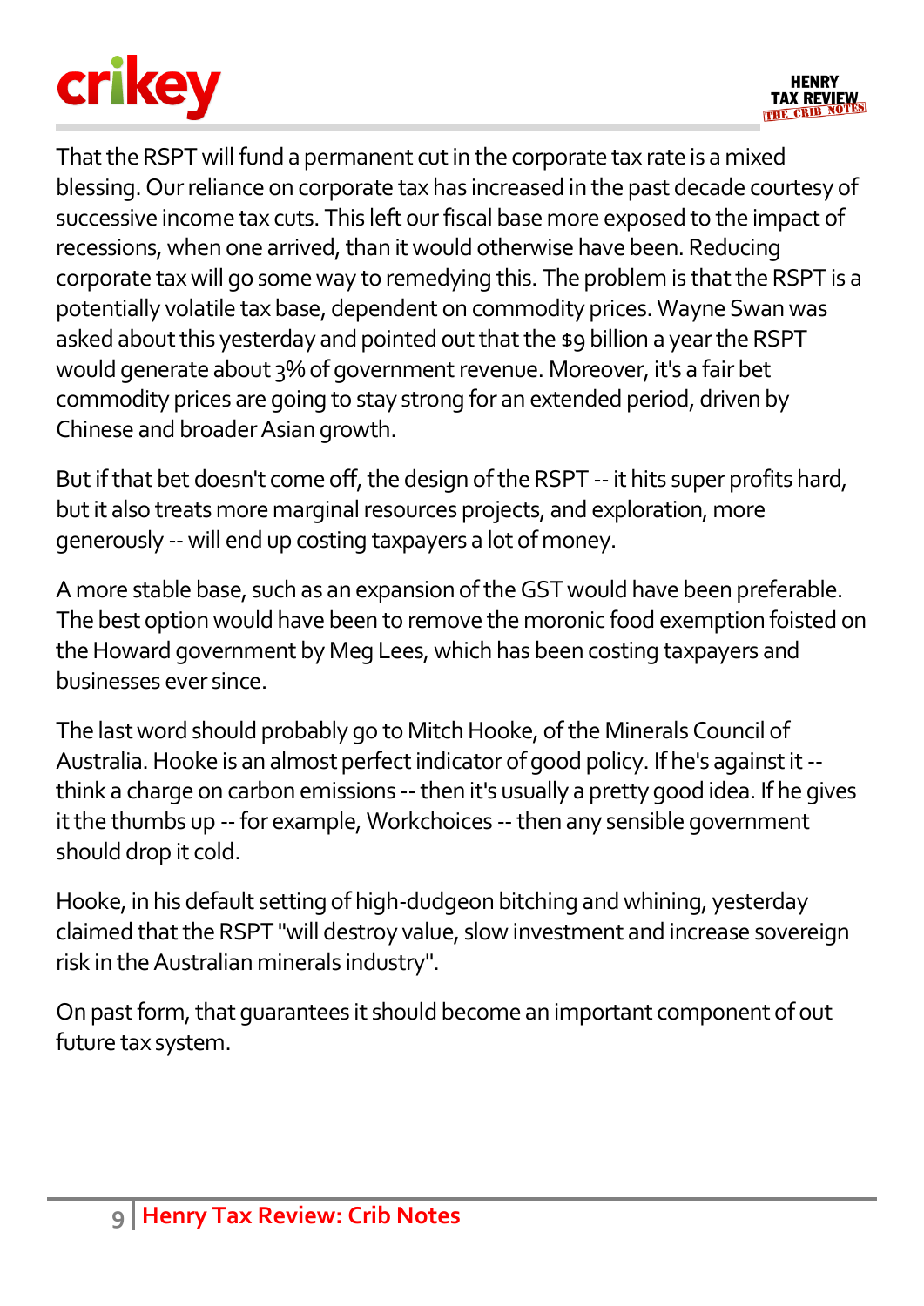That the RSPT will fund a permanent cut in the corporate tax rate is a mixed blessing. Our reliance on corporate tax has increased in the past decade courtesy of successive income tax cuts. This left our fiscal base more exposed to the impact of recessions, when one arrived, than it would otherwise have been. Reducing corporate tax will go some way to remedying this. The problem is that the RSPT is a potentially volatile tax base, dependent on commodity prices. Wayne Swan was asked about this yesterday and pointed out that the $9 billion a year the RSPT would generate about 3% of government revenue. Moreover, it's a fair bet commodity prices are going to stay strong for an extended period, driven by Chinese and broader Asian growth.

But if that bet doesn't come off, the design of the RSPT -- it hits super profits hard, but it also treats more marginal resources projects, and exploration, more generously -- will end up costing taxpayers a lot of money.

A more stable base, such as an expansion of the GST would have been preferable. The best option would have been to remove the moronic food exemption foisted on the Howard government by Meg Lees, which has been costing taxpayers and businesses ever since.

The last word should probably go to Mitch Hooke, of the Minerals Council of Australia. Hooke is an almost perfect indicator of good policy. If he's against it -- think a charge on carbon emissions -- then it's usually a pretty good idea. If he gives it the thumbs up -- for example, Workchoices -- then any sensible government should drop it cold.

Hooke, in his default setting of high-dudgeon bitching and whining, yesterday claimed that the RSPT "will destroy value, slow investment and increase sovereign risk in the Australian minerals industry".

On past form, that guarantees it should become an important component of out future tax system.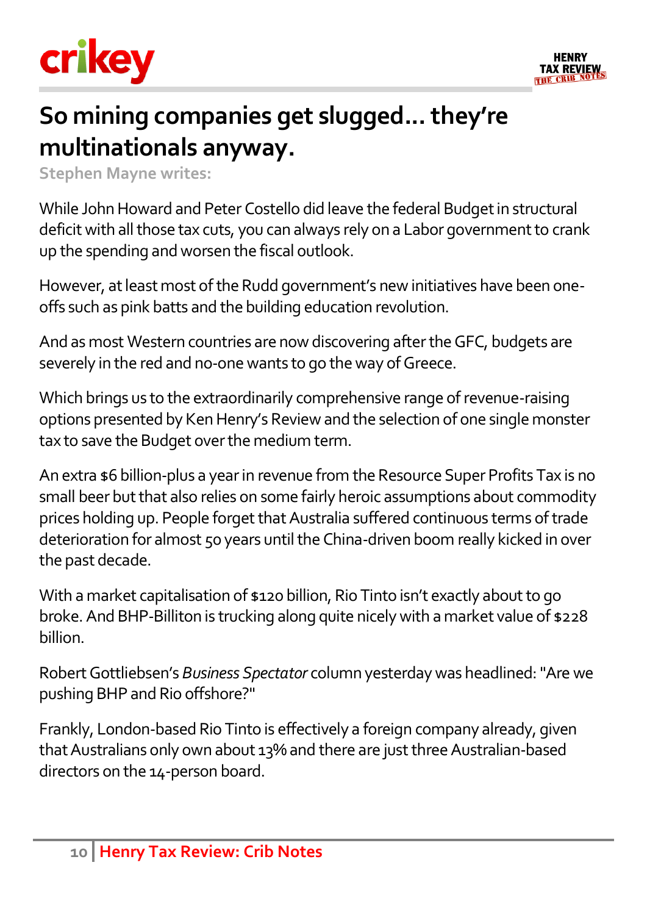# So mining companies get slugged… they're multinationals anyway.

**Stephen Mayne writes:**

While John Howard and Peter Costello did leave the federal Budget in structural deficit with all those tax cuts, you can always rely on a Labor government to crank up the spending and worsen the fiscal outlook.

However, at least most of the Rudd government's new initiatives have been one-offs such as pink batts and the building education revolution.

And as most Western countries are now discovering after the GFC, budgets are severely in the red and no-one wants to go the way of Greece.

Which brings us to the extraordinarily comprehensive range of revenue-raising options presented by Ken Henry's Review and the selection of one single monster tax to save the Budget over the medium term.

An extra $6 billion-plus a year in revenue from the Resource Super Profits Tax is no small beer but that also relies on some fairly heroic assumptions about commodity prices holding up. People forget that Australia suffered continuous terms of trade deterioration for almost 50 years until the China-driven boom really kicked in over the past decade.

With a market capitalisation of $120 billion, Rio Tinto isn't exactly about to go broke. And BHP-Billiton is trucking along quite nicely with a market value of $228 billion.

Robert Gottliebsen's *Business Spectator* column yesterday was headlined: "Are we pushing BHP and Rio offshore?"

Frankly, London-based Rio Tinto is effectively a foreign company already, given that Australians only own about 13% and there are just three Australian-based directors on the 14-person board.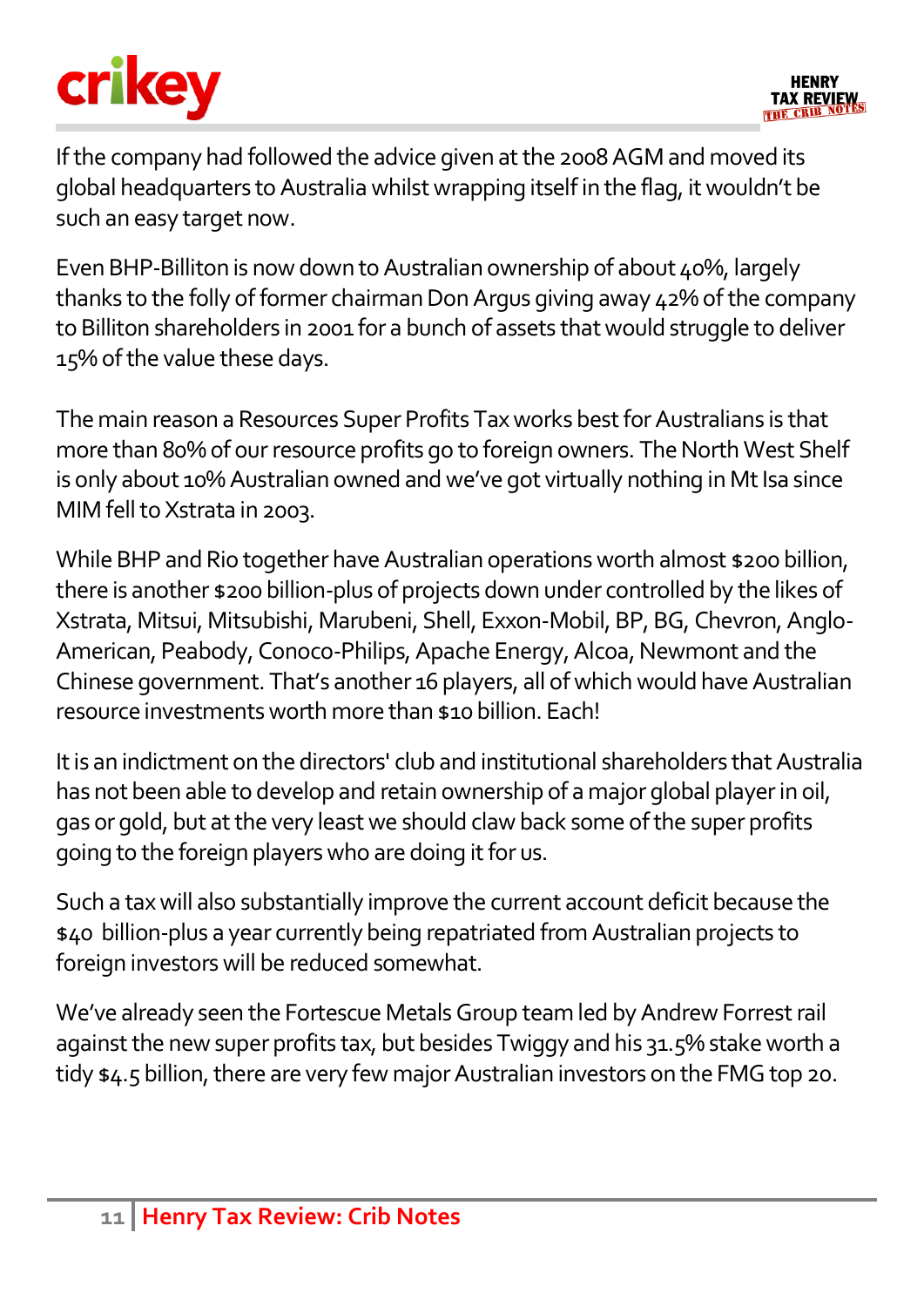If the company had followed the advice given at the 2008 AGM and moved its global headquarters to Australia whilst wrapping itself in the flag, it wouldn't be such an easy target now.

Even BHP-Billiton is now down to Australian ownership of about 40%, largely thanks to the folly of former chairman Don Argus giving away 42% of the company to Billiton shareholders in 2001 for a bunch of assets that would struggle to deliver 15% of the value these days.

The main reason a Resources Super Profits Tax works best for Australians is that more than 80% of our resource profits go to foreign owners. The North West Shelf is only about 10% Australian owned and we've got virtually nothing in Mt Isa since MIM fell to Xstrata in 2003.

While BHP and Rio together have Australian operations worth almost $200 billion, there is another $200 billion-plus of projects down under controlled by the likes of Xstrata, Mitsui, Mitsubishi, Marubeni, Shell, Exxon-Mobil, BP, BG, Chevron, Anglo-American, Peabody, Conoco-Philips, Apache Energy, Alcoa, Newmont and the Chinese government. That's another 16 players, all of which would have Australian resource investments worth more than $10 billion. Each!

It is an indictment on the directors' club and institutional shareholders that Australia has not been able to develop and retain ownership of a major global player in oil, gas or gold, but at the very least we should claw back some of the super profits going to the foreign players who are doing it for us.

Such a tax will also substantially improve the current account deficit because the $40 billion-plus a year currently being repatriated from Australian projects to foreign investors will be reduced somewhat.

We've already seen the Fortescue Metals Group team led by Andrew Forrest rail against the new super profits tax, but besides Twiggy and his 31.5% stake worth a tidy $4.5 billion, there are very few major Australian investors on the FMG top 20.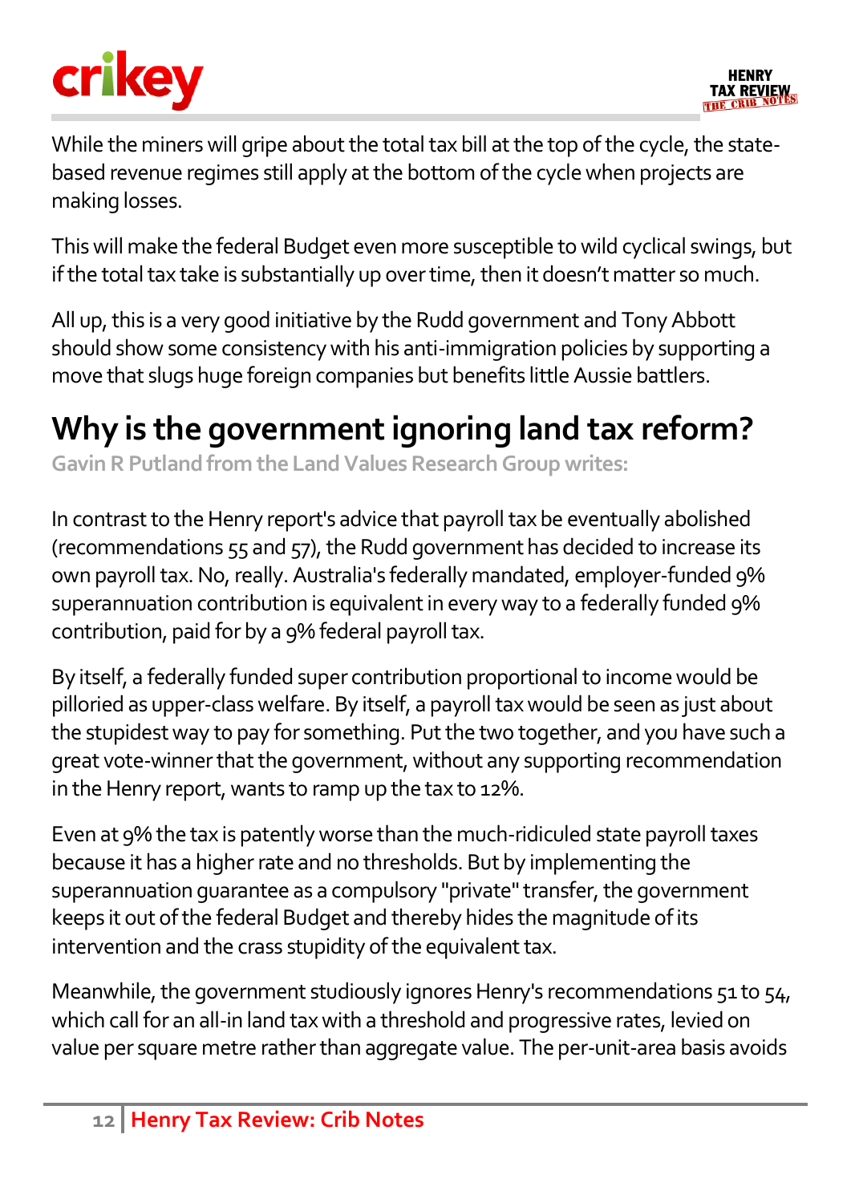While the miners will gripe about the total tax bill at the top of the cycle, the state-based revenue regimes still apply at the bottom of the cycle when projects are making losses.

This will make the federal Budget even more susceptible to wild cyclical swings, but if the total tax take is substantially up over time, then it doesn't matter so much.

All up, this is a very good initiative by the Rudd government and Tony Abbott should show some consistency with his anti-immigration policies by supporting a move that slugs huge foreign companies but benefits little Aussie battlers.

## Why is the government ignoring land tax reform?

**Gavin R Putland from the Land Values Research Group writes:**

In contrast to the Henry report's advice that payroll tax be eventually abolished (recommendations 55 and 57), the Rudd government has decided to increase its own payroll tax. No, really. Australia's federally mandated, employer-funded 9% superannuation contribution is equivalent in every way to a federally funded 9% contribution, paid for by a 9% federal payroll tax.

By itself, a federally funded super contribution proportional to income would be pilloried as upper-class welfare. By itself, a payroll tax would be seen as just about the stupidest way to pay for something. Put the two together, and you have such a great vote-winner that the government, without any supporting recommendation in the Henry report, wants to ramp up the tax to 12%.

Even at 9% the tax is patently worse than the much-ridiculed state payroll taxes because it has a higher rate and no thresholds. But by implementing the superannuation guarantee as a compulsory "private" transfer, the government keeps it out of the federal Budget and thereby hides the magnitude of its intervention and the crass stupidity of the equivalent tax.

Meanwhile, the government studiously ignores Henry's recommendations 51 to 54, which call for an all-in land tax with a threshold and progressive rates, levied on value per square metre rather than aggregate value. The per-unit-area basis avoids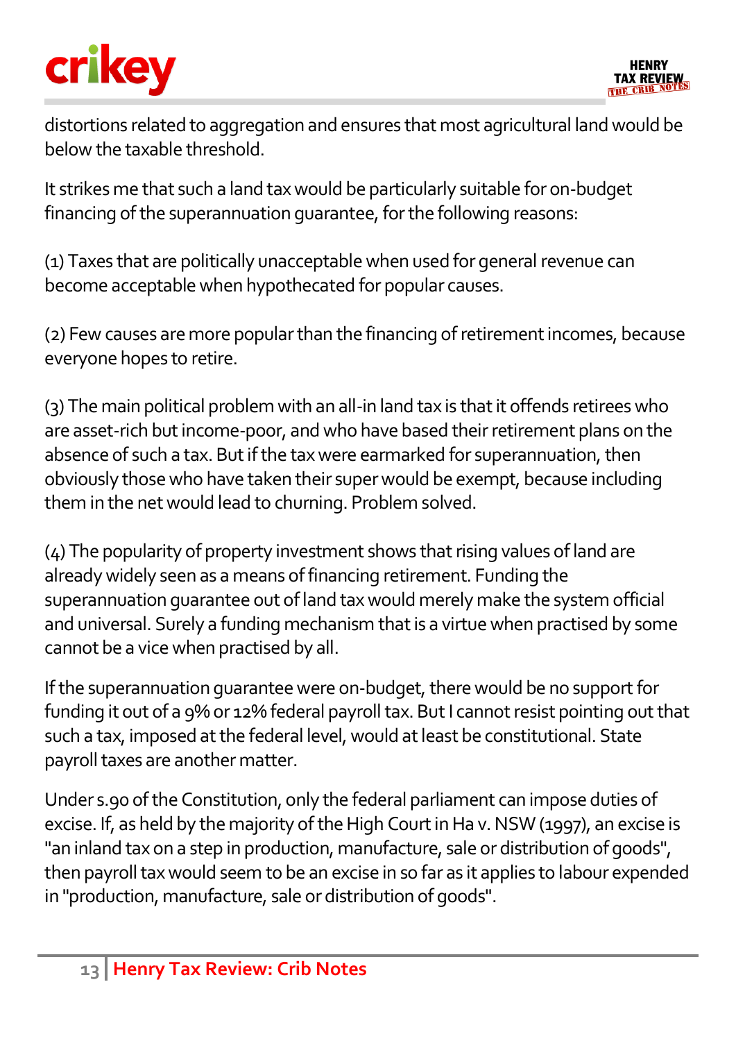distortions related to aggregation and ensures that most agricultural land would be below the taxable threshold.

It strikes me that such a land tax would be particularly suitable for on-budget financing of the superannuation guarantee, for the following reasons:

(1) Taxes that are politically unacceptable when used for general revenue can become acceptable when hypothecated for popular causes.

(2) Few causes are more popular than the financing of retirement incomes, because everyone hopes to retire.

(3) The main political problem with an all-in land tax is that it offends retirees who are asset-rich but income-poor, and who have based their retirement plans on the absence of such a tax. But if the tax were earmarked for superannuation, then obviously those who have taken their super would be exempt, because including them in the net would lead to churning. Problem solved.

(4) The popularity of property investment shows that rising values of land are already widely seen as a means of financing retirement. Funding the superannuation guarantee out of land tax would merely make the system official and universal. Surely a funding mechanism that is a virtue when practised by some cannot be a vice when practised by all.

If the superannuation guarantee were on-budget, there would be no support for funding it out of a 9% or 12% federal payroll tax. But I cannot resist pointing out that such a tax, imposed at the federal level, would at least be constitutional. State payroll taxes are another matter.

Under s.90 of the Constitution, only the federal parliament can impose duties of excise. If, as held by the majority of the High Court in Ha v. NSW (1997), an excise is "an inland tax on a step in production, manufacture, sale or distribution of goods", then payroll tax would seem to be an excise in so far as it applies to labour expended in "production, manufacture, sale or distribution of goods".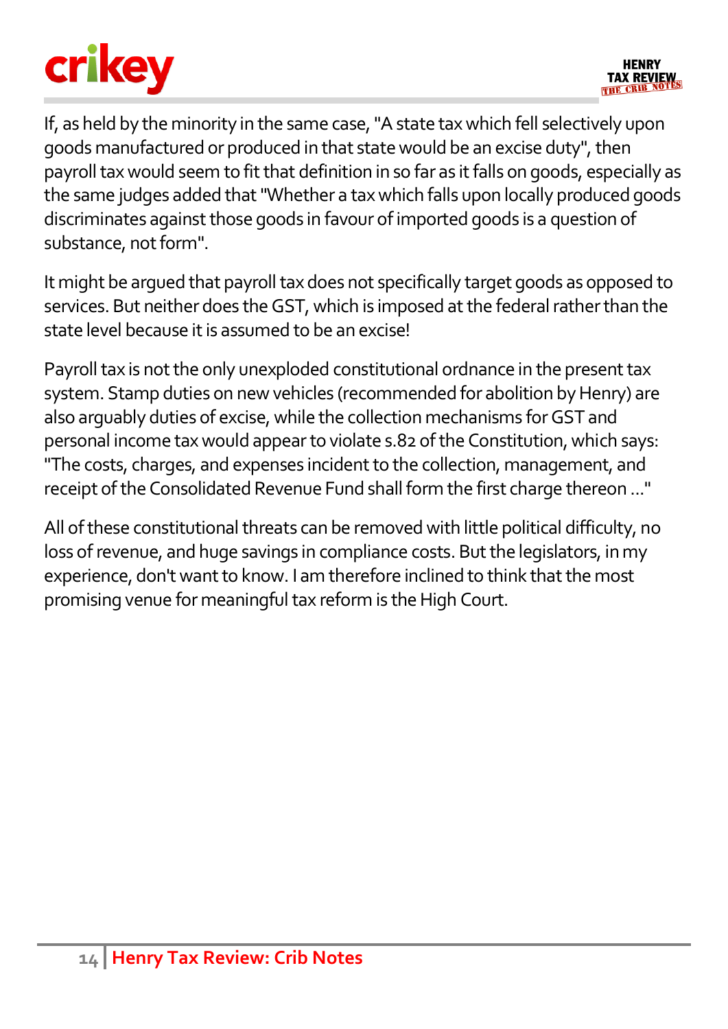If, as held by the minority in the same case, "A state tax which fell selectively upon goods manufactured or produced in that state would be an excise duty", then payroll tax would seem to fit that definition in so far as it falls on goods, especially as the same judges added that "Whether a tax which falls upon locally produced goods discriminates against those goods in favour of imported goods is a question of substance, not form".

It might be argued that payroll tax does not specifically target goods as opposed to services. But neither does the GST, which is imposed at the federal rather than the state level because it is assumed to be an excise!

Payroll tax is not the only unexploded constitutional ordnance in the present tax system. Stamp duties on new vehicles (recommended for abolition by Henry) are also arguably duties of excise, while the collection mechanisms for GST and personal income tax would appear to violate s.82 of the Constitution, which says: "The costs, charges, and expenses incident to the collection, management, and receipt of the Consolidated Revenue Fund shall form the first charge thereon ..."

All of these constitutional threats can be removed with little political difficulty, no loss of revenue, and huge savings in compliance costs. But the legislators, in my experience, don't want to know. I am therefore inclined to think that the most promising venue for meaningful tax reform is the High Court.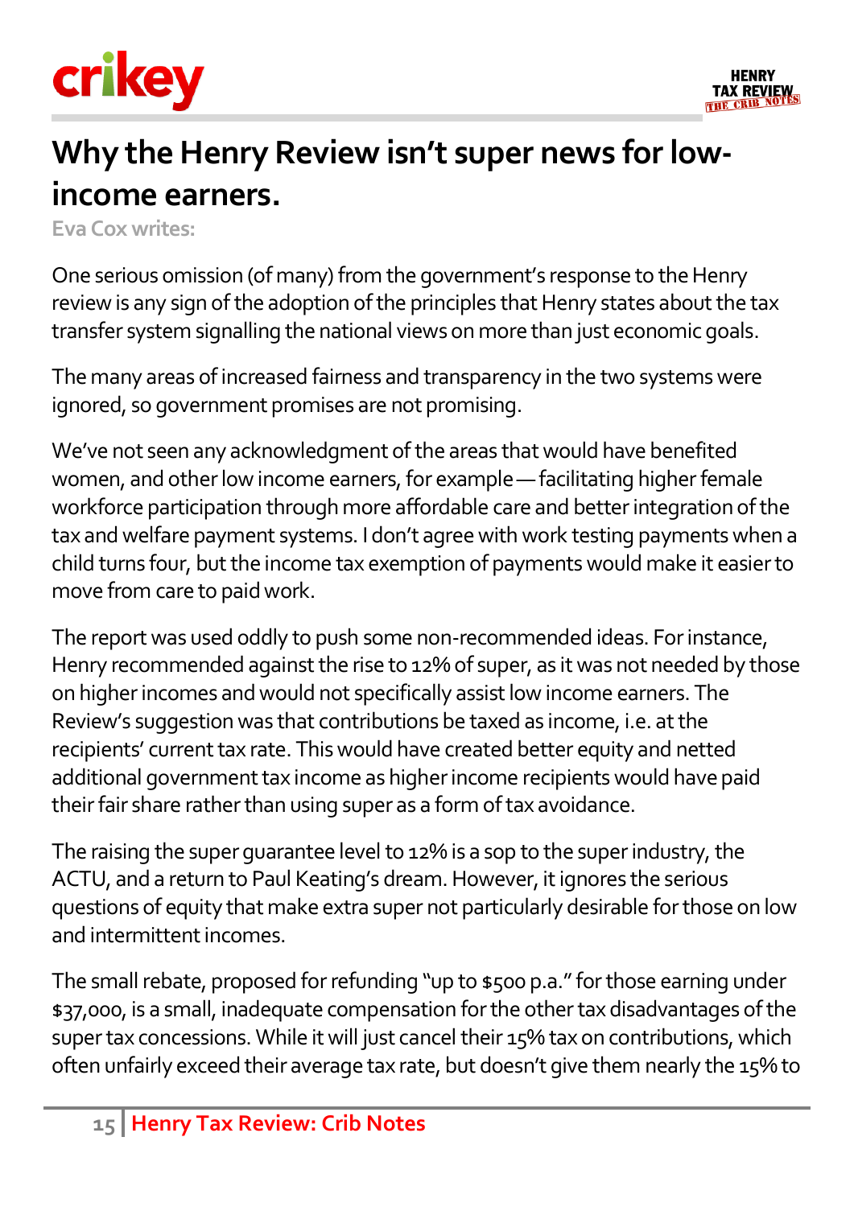# Why the Henry Review isn't super news for low-income earners.

**Eva Cox writes:**

One serious omission (of many) from the government's response to the Henry review is any sign of the adoption of the principles that Henry states about the tax transfer system signalling the national views on more than just economic goals.

The many areas of increased fairness and transparency in the two systems were ignored, so government promises are not promising.

We've not seen any acknowledgment of the areas that would have benefited women, and other low income earners, for example — facilitating higher female workforce participation through more affordable care and better integration of the tax and welfare payment systems. I don't agree with work testing payments when a child turns four, but the income tax exemption of payments would make it easier to move from care to paid work.

The report was used oddly to push some non-recommended ideas. For instance, Henry recommended against the rise to 12% of super, as it was not needed by those on higher incomes and would not specifically assist low income earners. The Review's suggestion was that contributions be taxed as income, i.e. at the recipients' current tax rate. This would have created better equity and netted additional government tax income as higher income recipients would have paid their fair share rather than using super as a form of tax avoidance.

The raising the super guarantee level to 12% is a sop to the super industry, the ACTU, and a return to Paul Keating's dream. However, it ignores the serious questions of equity that make extra super not particularly desirable for those on low and intermittent incomes.

The small rebate, proposed for refunding "up to $500 p.a." for those earning under $37,000, is a small, inadequate compensation for the other tax disadvantages of the super tax concessions. While it will just cancel their 15% tax on contributions, which often unfairly exceed their average tax rate, but doesn't give them nearly the 15% to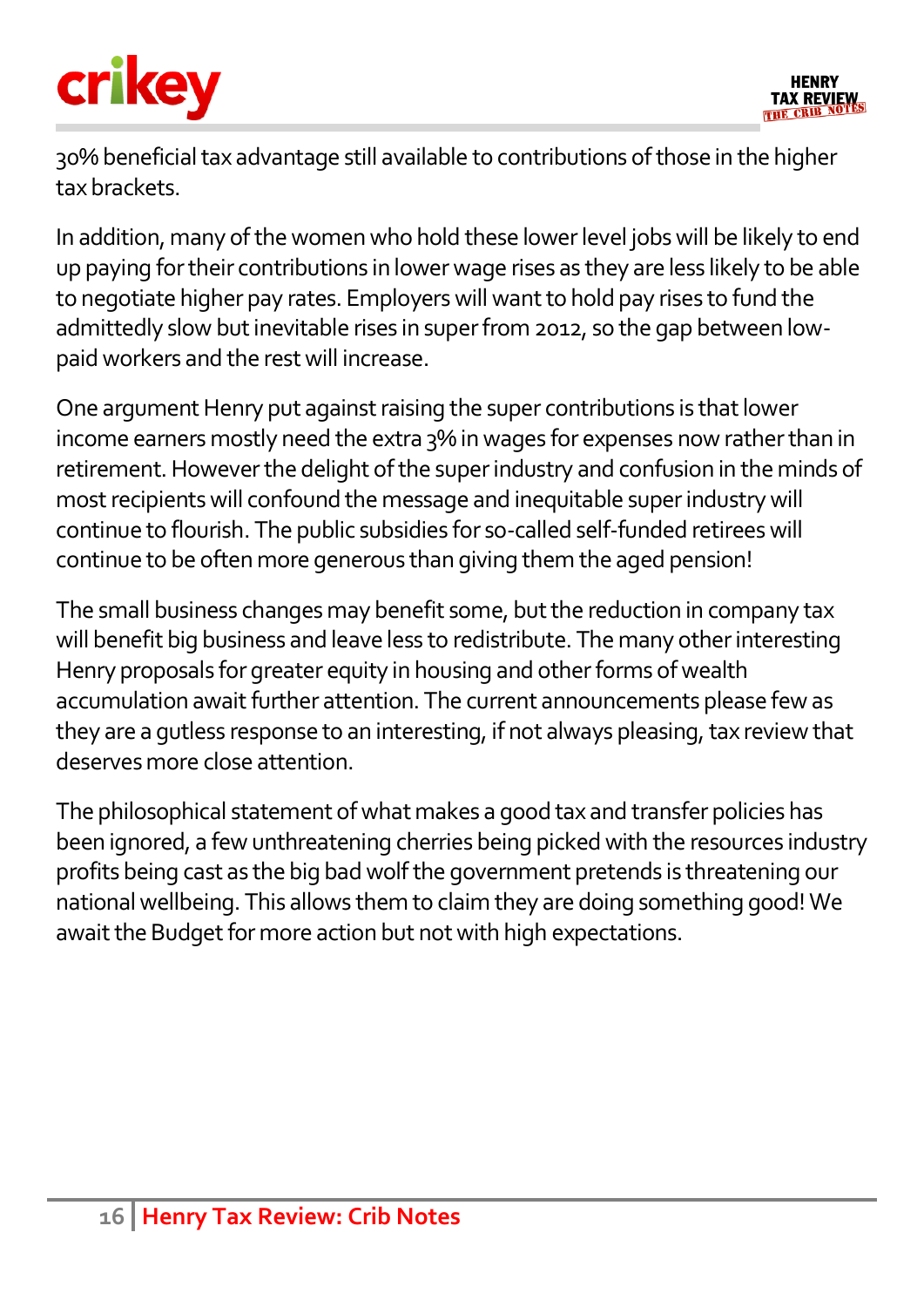30% beneficial tax advantage still available to contributions of those in the higher tax brackets.

In addition, many of the women who hold these lower level jobs will be likely to end up paying for their contributions in lower wage rises as they are less likely to be able to negotiate higher pay rates. Employers will want to hold pay rises to fund the admittedly slow but inevitable rises in super from 2012, so the gap between low-paid workers and the rest will increase.

One argument Henry put against raising the super contributions is that lower income earners mostly need the extra 3% in wages for expenses now rather than in retirement. However the delight of the super industry and confusion in the minds of most recipients will confound the message and inequitable super industry will continue to flourish. The public subsidies for so-called self-funded retirees will continue to be often more generous than giving them the aged pension!

The small business changes may benefit some, but the reduction in company tax will benefit big business and leave less to redistribute. The many other interesting Henry proposals for greater equity in housing and other forms of wealth accumulation await further attention. The current announcements please few as they are a gutless response to an interesting, if not always pleasing, tax review that deserves more close attention.

The philosophical statement of what makes a good tax and transfer policies has been ignored, a few unthreatening cherries being picked with the resources industry profits being cast as the big bad wolf the government pretends is threatening our national wellbeing. This allows them to claim they are doing something good! We await the Budget for more action but not with high expectations.